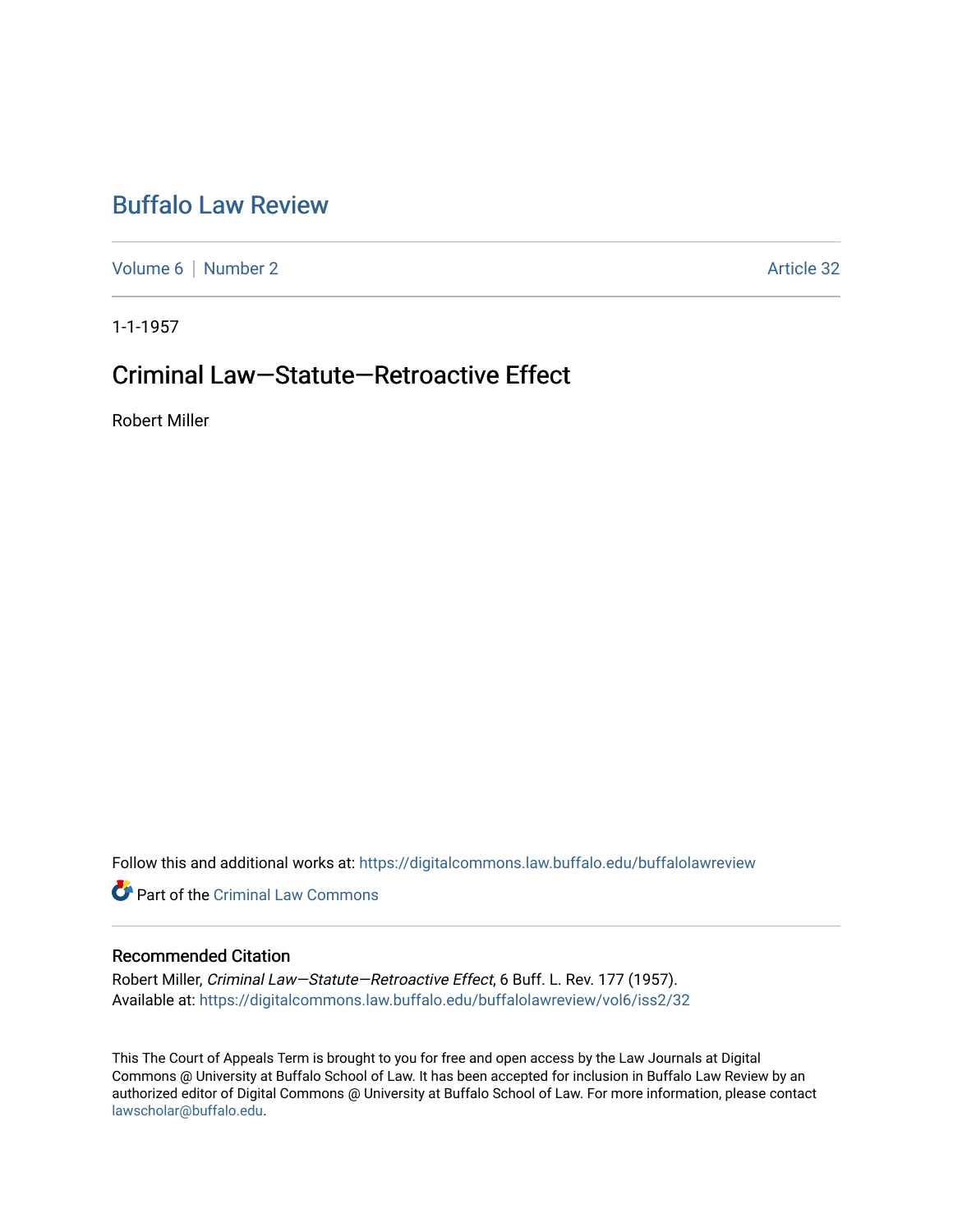# Buffalo Law Review

Volume 6 | Number 2 | Article 32

1-1-1957

## Criminal Law—Statute—Retroactive Effect

Robert Miller

Follow this and additional works at: https://digitalcommons.law.buffalo.edu/buffalolawreview

Part of the Criminal Law Commons

### Recommended Citation

Robert Miller, *Criminal Law—Statute—Retroactive Effect*, 6 Buff. L. Rev. 177 (1957).
Available at: https://digitalcommons.law.buffalo.edu/buffalolawreview/vol6/iss2/32

This The Court of Appeals Term is brought to you for free and open access by the Law Journals at Digital Commons @ University at Buffalo School of Law. It has been accepted for inclusion in Buffalo Law Review by an authorized editor of Digital Commons @ University at Buffalo School of Law. For more information, please contact lawscholar@buffalo.edu.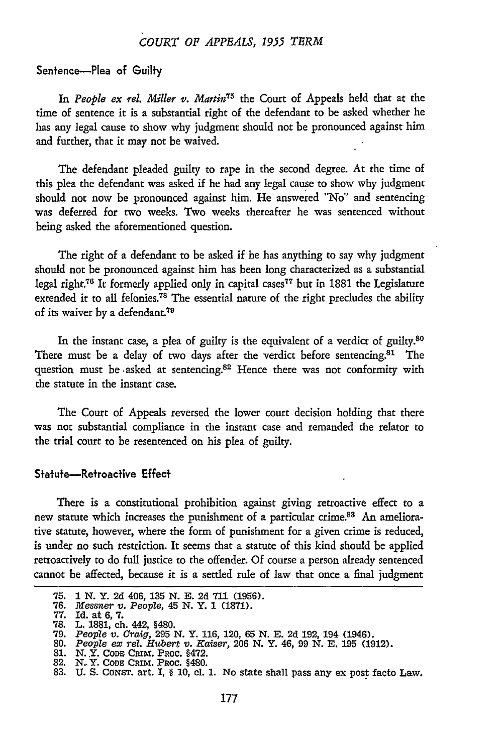### Sentence—Plea of Guilty

In *People ex rel. Miller v. Martin*[75] the Court of Appeals held that at the time of sentence it is a substantial right of the defendant to be asked whether he has any legal cause to show why judgment should not be pronounced against him and further, that it may not be waived.

The defendant pleaded guilty to rape in the second degree. At the time of this plea the defendant was asked if he had any legal cause to show why judgment should not now be pronounced against him. He answered "No" and sentencing was deferred for two weeks. Two weeks thereafter he was sentenced without being asked the aforementioned question.

The right of a defendant to be asked if he has anything to say why judgment should not be pronounced against him has been long characterized as a substantial legal right.[76] It formerly applied only in capital cases[77] but in 1881 the Legislature extended it to all felonies.[78] The essential nature of the right precludes the ability of its waiver by a defendant.[79]

In the instant case, a plea of guilty is the equivalent of a verdict of guilty.[80] There must be a delay of two days after the verdict before sentencing.[81] The question must be asked at sentencing.[82] Hence there was not conformity with the statute in the instant case.

The Court of Appeals reversed the lower court decision holding that there was not substantial compliance in the instant case and remanded the relator to the trial court to be resentenced on his plea of guilty.

### Statute—Retroactive Effect

There is a constitutional prohibition against giving retroactive effect to a new statute which increases the punishment of a particular crime.[83] An ameliorative statute, however, where the form of punishment for a given crime is reduced, is under no such restriction. It seems that a statute of this kind should be applied retroactively to do full justice to the offender. Of course a person already sentenced cannot be affected, because it is a settled rule of law that once a final judgment

---

75. 1 N. Y. 2d 406, 135 N. E. 2d 711 (1956).
76. *Messner v. People*, 45 N. Y. 1 (1871).
77. Id. at 6, 7.
78. L. 1881, ch. 442, §480.
79. *People v. Craig*, 295 N. Y. 116, 120, 65 N. E. 2d 192, 194 (1946).
80. *People ex rel. Hubert v. Kaiser*, 206 N. Y. 46, 99 N. E. 195 (1912).
81. N. Y. Code Crim. Proc. §472.
82. N. Y. Code Crim. Proc. §480.
83. U. S. Const. art. I, § 10, cl. 1. No state shall pass any ex post facto Law.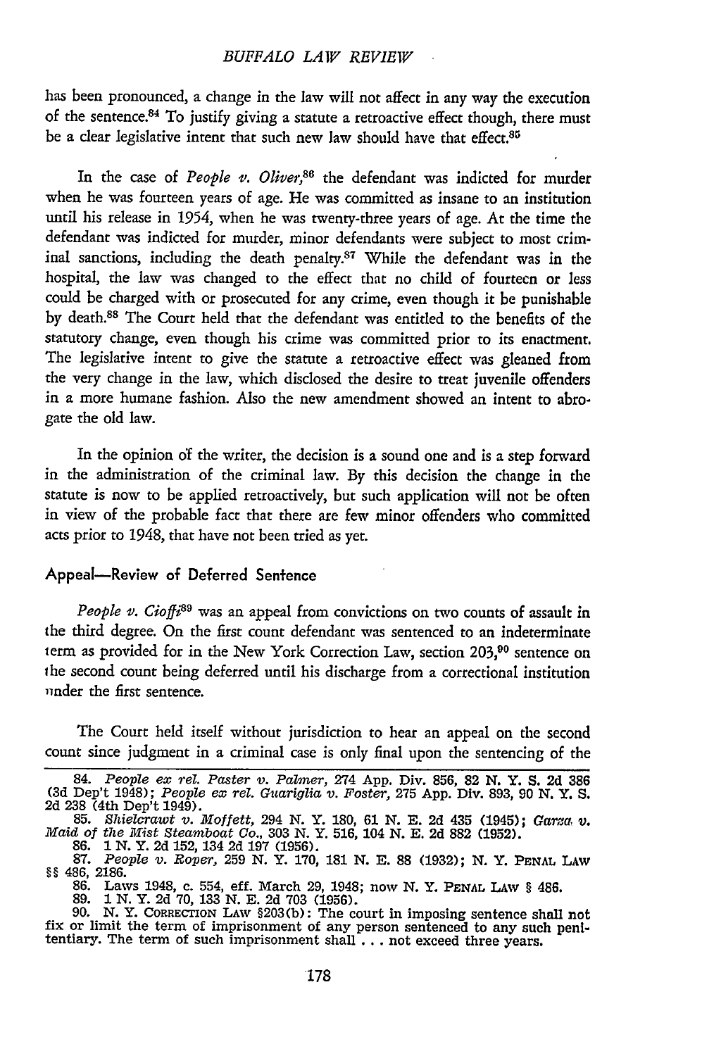has been pronounced, a change in the law will not affect in any way the execution of the sentence.[84] To justify giving a statute a retroactive effect though, there must be a clear legislative intent that such new law should have that effect.[85]

In the case of *People v. Oliver*,[86] the defendant was indicted for murder when he was fourteen years of age. He was committed as insane to an institution until his release in 1954, when he was twenty-three years of age. At the time the defendant was indicted for murder, minor defendants were subject to most criminal sanctions, including the death penalty.[87] While the defendant was in the hospital, the law was changed to the effect that no child of fourteen or less could be charged with or prosecuted for any crime, even though it be punishable by death.[88] The Court held that the defendant was entitled to the benefits of the statutory change, even though his crime was committed prior to its enactment. The legislative intent to give the statute a retroactive effect was gleaned from the very change in the law, which disclosed the desire to treat juvenile offenders in a more humane fashion. Also the new amendment showed an intent to abrogate the old law.

In the opinion of the writer, the decision is a sound one and is a step forward in the administration of the criminal law. By this decision the change in the statute is now to be applied retroactively, but such application will not be often in view of the probable fact that there are few minor offenders who committed acts prior to 1948, that have not been tried as yet.

### Appeal—Review of Deferred Sentence

*People v. Cioffi*[89] was an appeal from convictions on two counts of assault in the third degree. On the first count defendant was sentenced to an indeterminate term as provided for in the New York Correction Law, section 203,[90] sentence on the second count being deferred until his discharge from a correctional institution under the first sentence.

The Court held itself without jurisdiction to hear an appeal on the second count since judgment in a criminal case is only final upon the sentencing of the

---

84. *People ex rel. Paster v. Palmer*, 274 App. Div. 856, 82 N. Y. S. 2d 386 (3d Dep't 1948); *People ex rel. Guariglia v. Foster*, 275 App. Div. 893, 90 N. Y. S. 2d 238 (4th Dep't 1949).

85. *Shielcrawt v. Moffett*, 294 N. Y. 180, 61 N. E. 2d 435 (1945); *Garza v. Maid of the Mist Steamboat Co.*, 303 N. Y. 516, 104 N. E. 2d 882 (1952).

86. 1 N. Y. 2d 152, 134 2d 197 (1956).

87. *People v. Roper*, 259 N. Y. 170, 181 N. E. 88 (1932); N. Y. PENAL LAW §§ 486, 2186.

86. Laws 1948, c. 554, eff. March 29, 1948; now N. Y. PENAL LAW § 486.

89. 1 N. Y. 2d 70, 133 N. E. 2d 703 (1956).

90. N. Y. CORRECTION LAW §203(b): The court in imposing sentence shall not fix or limit the term of imprisonment of any person sentenced to any such penitentiary. The term of such imprisonment shall . . . not exceed three years.